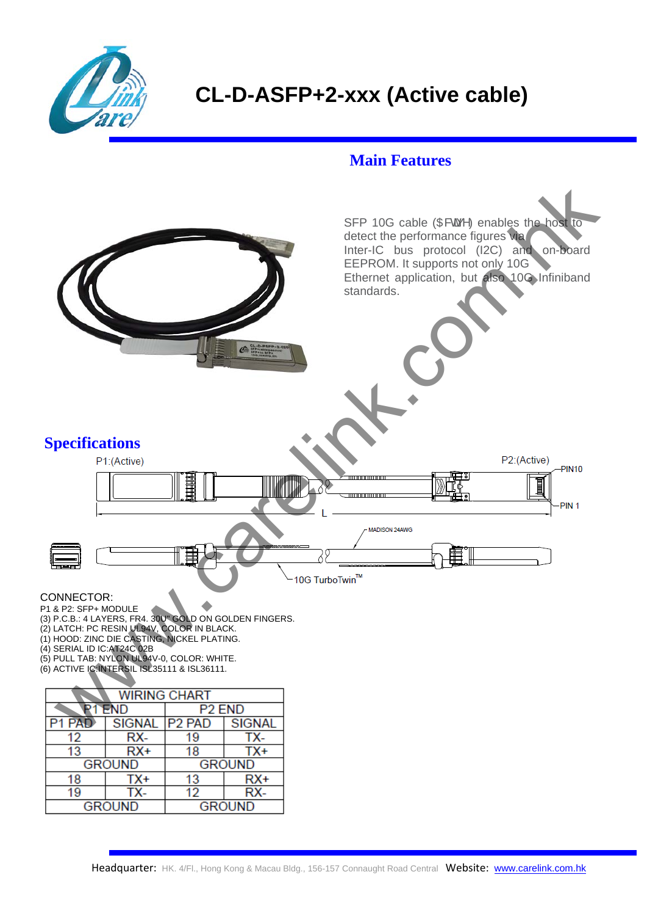# CL-D-ASFP+2-xxx (Active cable)

## Main Features

SFP 10G cable ($FWLYH) enables the host to detect the performance figures via Inter-IC bus protocol (I2C) and on-board EEPROM. It supports not only 10G Ethernet application, but also 10G Infiniband standards.

## Specifications

P1:(Active) P2:(Active) PIN10 PIN 1 L

MADISON 24AWG

10G TurboTwin™

CONNECTOR:

P1 & P2: SFP+ MODULE
(3) P.C.B.: 4 LAYERS, FR4. 30U" GOLD ON GOLDEN FINGERS.
(2) LATCH: PC RESIN UL94V, COLOR IN BLACK.
(1) HOOD: ZINC DIE CASTING, NICKEL PLATING.
(4) SERIAL ID IC:AT24C 02B
(5) PULL TAB: NYLON UL94V-0, COLOR: WHITE.
(6) ACTIVE IC:INTERSIL ISL35111 & ISL36111.

| WIRING CHART | | | |
|---|---|---|---|
| P1 END | | P2 END | |
| P1 PAD | SIGNAL | P2 PAD | SIGNAL |
| 12 | RX- | 19 | TX- |
| 13 | RX+ | 18 | TX+ |
| GROUND | | GROUND | |
| 18 | TX+ | 13 | RX+ |
| 19 | TX- | 12 | RX- |
| GROUND | | GROUND | |

Headquarter: HK. 4/Fl., Hong Kong & Macau Bldg., 156-157 Connaught Road Central Website: www.carelink.com.hk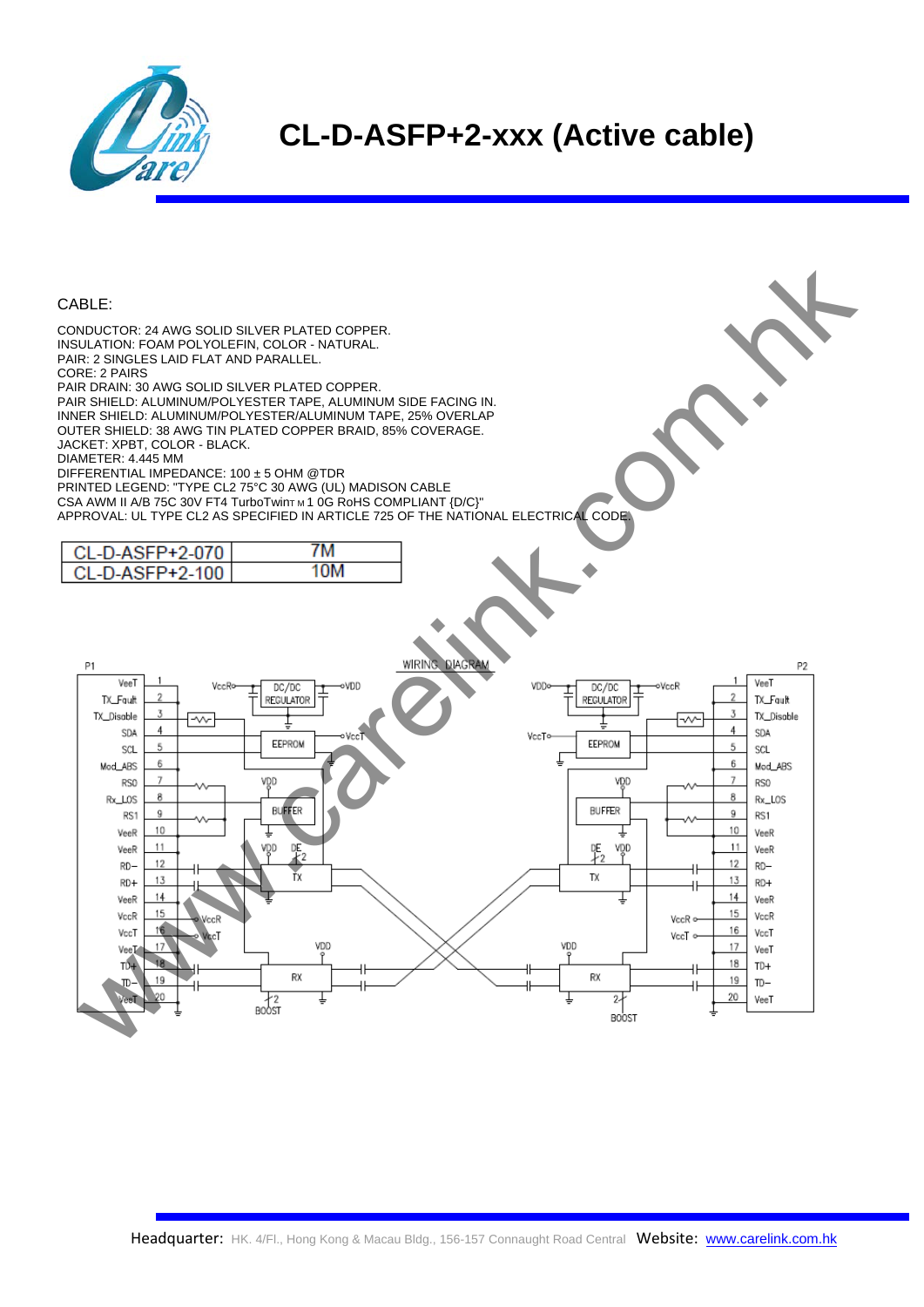# CL-D-ASFP+2-xxx (Active cable)

CABLE:

CONDUCTOR: 24 AWG SOLID SILVER PLATED COPPER.
INSULATION: FOAM POLYOLEFIN, COLOR - NATURAL.
PAIR: 2 SINGLES LAID FLAT AND PARALLEL.
CORE: 2 PAIRS
PAIR DRAIN: 30 AWG SOLID SILVER PLATED COPPER.
PAIR SHIELD: ALUMINUM/POLYESTER TAPE, ALUMINUM SIDE FACING IN.
INNER SHIELD: ALUMINUM/POLYESTER/ALUMINUM TAPE, 25% OVERLAP
OUTER SHIELD: 38 AWG TIN PLATED COPPER BRAID, 85% COVERAGE.
JACKET: XPBT, COLOR - BLACK.
DIAMETER: 4.445 MM
DIFFERENTIAL IMPEDANCE: 100 ± 5 OHM @TDR
PRINTED LEGEND: "TYPE CL2 75°C 30 AWG (UL) MADISON CABLE
CSA AWM II A/B 75C 30V FT4 TurboTwinTM 1 0G RoHS COMPLIANT {D/C}"
APPROVAL: UL TYPE CL2 AS SPECIFIED IN ARTICLE 725 OF THE NATIONAL ELECTRICAL CODE.

| | |
|---|---|
| CL-D-ASFP+2-070 | 7M |
| CL-D-ASFP+2-100 | 10M |

WIRING DIAGRAM

P1

P2

1 VeeT
2 TX_Fault
3 TX_Disable
4 SDA
5 SCL
6 Mod_ABS
7 RS0
8 Rx_LOS
9 RS1
10 VeeR
11 VeeR
12 RD−
13 RD+
14 VeeR
15 VccR
16 VccT
17 VeeT
18 TD+
19 TD−
20 VeeT

DC/DC REGULATOR
EEPROM
BUFFER
TX
RX
VccR
VccT
VDD
DE
BOOST
2